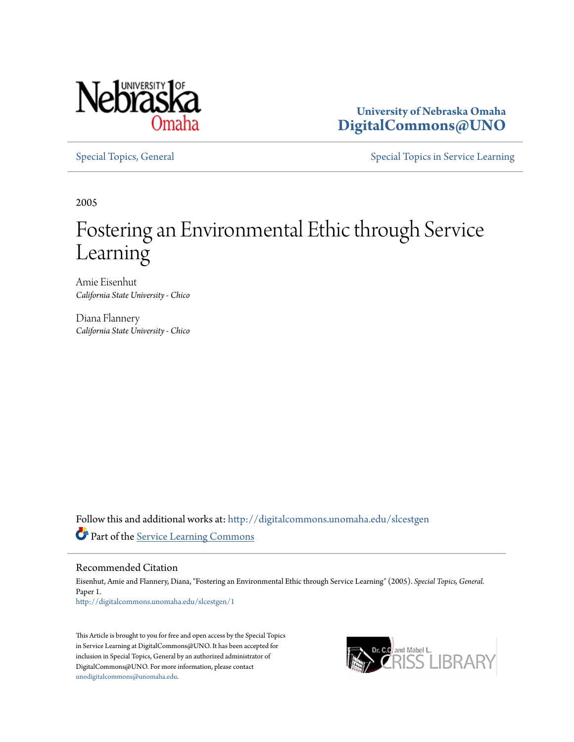University of Nebraska Omaha
DigitalCommons@UNO

Special Topics, General

Special Topics in Service Learning

2005

# Fostering an Environmental Ethic through Service Learning

Amie Eisenhut
*California State University - Chico*

Diana Flannery
*California State University - Chico*

Follow this and additional works at: http://digitalcommons.unomaha.edu/slcestgen

Part of the Service Learning Commons

## Recommended Citation

Eisenhut, Amie and Flannery, Diana, "Fostering an Environmental Ethic through Service Learning" (2005). *Special Topics, General.* Paper 1.
http://digitalcommons.unomaha.edu/slcestgen/1

This Article is brought to you for free and open access by the Special Topics in Service Learning at DigitalCommons@UNO. It has been accepted for inclusion in Special Topics, General by an authorized administrator of DigitalCommons@UNO. For more information, please contact unodigitalcommons@unomaha.edu.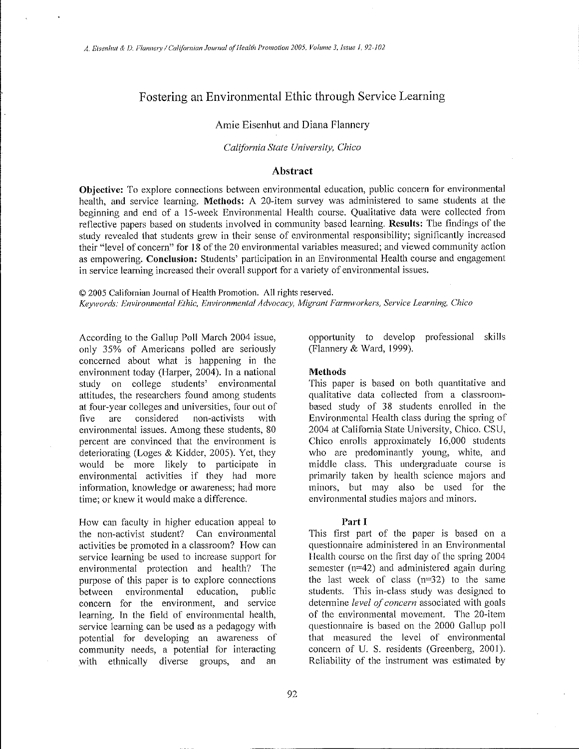# Fostering an Environmental Ethic through Service Learning

Amie Eisenhut and Diana Flannery

*California State University, Chico*

## Abstract

**Objective:** To explore connections between environmental education, public concern for environmental health, and service learning. **Methods:** A 20-item survey was administered to same students at the beginning and end of a 15-week Environmental Health course. Qualitative data were collected from reflective papers based on students involved in community based learning. **Results:** The findings of the study revealed that students grew in their sense of environmental responsibility; significantly increased their "level of concern" for 18 of the 20 environmental variables measured; and viewed community action as empowering. **Conclusion:** Students' participation in an Environmental Health course and engagement in service learning increased their overall support for a variety of environmental issues.

© 2005 Californian Journal of Health Promotion. All rights reserved.
*Keywords: Environmental Ethic, Environmental Advocacy, Migrant Farmworkers, Service Learning, Chico*

According to the Gallup Poll March 2004 issue, only 35% of Americans polled are seriously concerned about what is happening in the environment today (Harper, 2004). In a national study on college students' environmental attitudes, the researchers found among students at four-year colleges and universities, four out of five are considered non-activists with environmental issues. Among these students, 80 percent are convinced that the environment is deteriorating (Loges & Kidder, 2005). Yet, they would be more likely to participate in environmental activities if they had more information, knowledge or awareness; had more time; or knew it would make a difference.

How can faculty in higher education appeal to the non-activist student? Can environmental activities be promoted in a classroom? How can service learning be used to increase support for environmental protection and health? The purpose of this paper is to explore connections between environmental education, public concern for the environment, and service learning. In the field of environmental health, service learning can be used as a pedagogy with potential for developing an awareness of community needs, a potential for interacting with ethnically diverse groups, and an opportunity to develop professional skills (Flannery & Ward, 1999).

### Methods

This paper is based on both quantitative and qualitative data collected from a classroom-based study of 38 students enrolled in the Environmental Health class during the spring of 2004 at California State University, Chico. CSU, Chico enrolls approximately 16,000 students who are predominantly young, white, and middle class. This undergraduate course is primarily taken by health science majors and minors, but may also be used for the environmental studies majors and minors.

#### Part I

This first part of the paper is based on a questionnaire administered in an Environmental Health course on the first day of the spring 2004 semester (n=42) and administered again during the last week of class (n=32) to the same students. This in-class study was designed to determine *level of concern* associated with goals of the environmental movement. The 20-item questionnaire is based on the 2000 Gallup poll that measured the level of environmental concern of U. S. residents (Greenberg, 2001). Reliability of the instrument was estimated by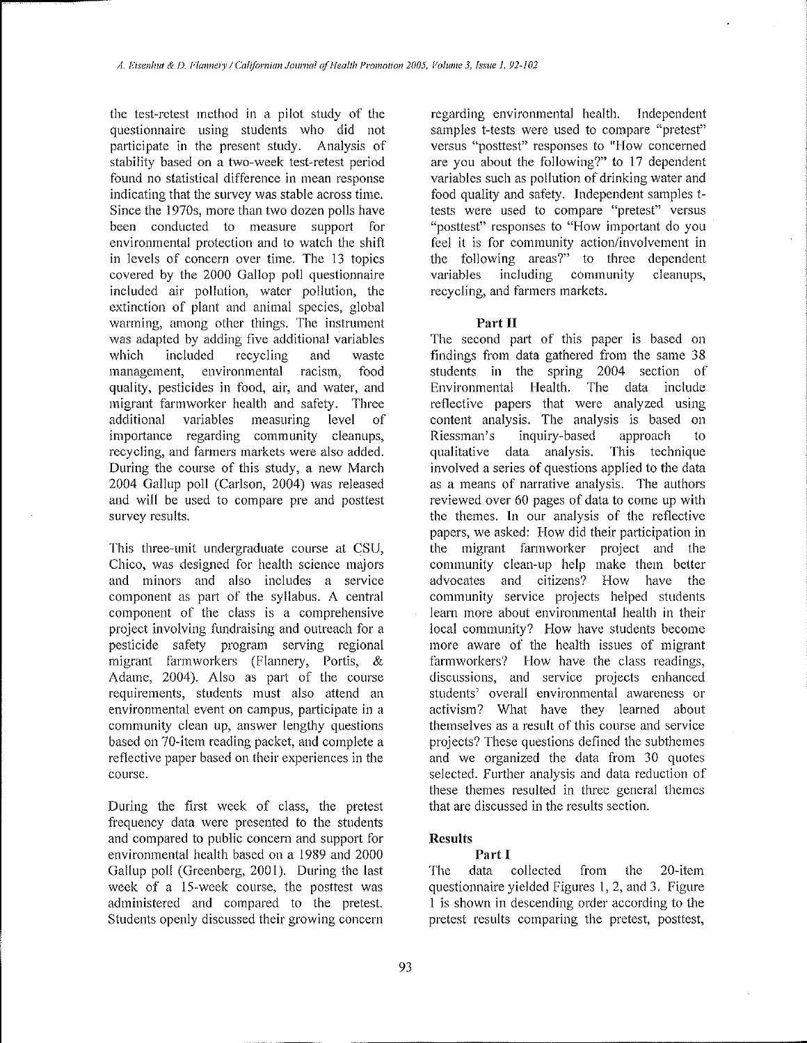the test-retest method in a pilot study of the questionnaire using students who did not participate in the present study. Analysis of stability based on a two-week test-retest period found no statistical difference in mean response indicating that the survey was stable across time. Since the 1970s, more than two dozen polls have been conducted to measure support for environmental protection and to watch the shift in levels of concern over time. The 13 topics covered by the 2000 Gallop poll questionnaire included air pollution, water pollution, the extinction of plant and animal species, global warming, among other things. The instrument was adapted by adding five additional variables which included recycling and waste management, environmental racism, food quality, pesticides in food, air, and water, and migrant farmworker health and safety. Three additional variables measuring level of importance regarding community cleanups, recycling, and farmers markets were also added. During the course of this study, a new March 2004 Gallup poll (Carlson, 2004) was released and will be used to compare pre and posttest survey results.

This three-unit undergraduate course at CSU, Chico, was designed for health science majors and minors and also includes a service component as part of the syllabus. A central component of the class is a comprehensive project involving fundraising and outreach for a pesticide safety program serving regional migrant farmworkers (Flannery, Portis, & Adame, 2004). Also as part of the course requirements, students must also attend an environmental event on campus, participate in a community clean up, answer lengthy questions based on 70-item reading packet, and complete a reflective paper based on their experiences in the course.

During the first week of class, the pretest frequency data were presented to the students and compared to public concern and support for environmental health based on a 1989 and 2000 Gallup poll (Greenberg, 2001). During the last week of a 15-week course, the posttest was administered and compared to the pretest. Students openly discussed their growing concern regarding environmental health. Independent samples t-tests were used to compare "pretest" versus "posttest" responses to "How concerned are you about the following?" to 17 dependent variables such as pollution of drinking water and food quality and safety. Independent samples t-tests were used to compare "pretest" versus "posttest" responses to "How important do you feel it is for community action/involvement in the following areas?" to three dependent variables including community cleanups, recycling, and farmers markets.

### Part II

The second part of this paper is based on findings from data gathered from the same 38 students in the spring 2004 section of Environmental Health. The data include reflective papers that were analyzed using content analysis. The analysis is based on Riessman's inquiry-based approach to qualitative data analysis. This technique involved a series of questions applied to the data as a means of narrative analysis. The authors reviewed over 60 pages of data to come up with the themes. In our analysis of the reflective papers, we asked: How did their participation in the migrant farmworker project and the community clean-up help make them better advocates and citizens? How have the community service projects helped students learn more about environmental health in their local community? How have students become more aware of the health issues of migrant farmworkers? How have the class readings, discussions, and service projects enhanced students' overall environmental awareness or activism? What have they learned about themselves as a result of this course and service projects? These questions defined the subthemes and we organized the data from 30 quotes selected. Further analysis and data reduction of these themes resulted in three general themes that are discussed in the results section.

## Results

### Part I

The data collected from the 20-item questionnaire yielded Figures 1, 2, and 3. Figure 1 is shown in descending order according to the pretest results comparing the pretest, posttest,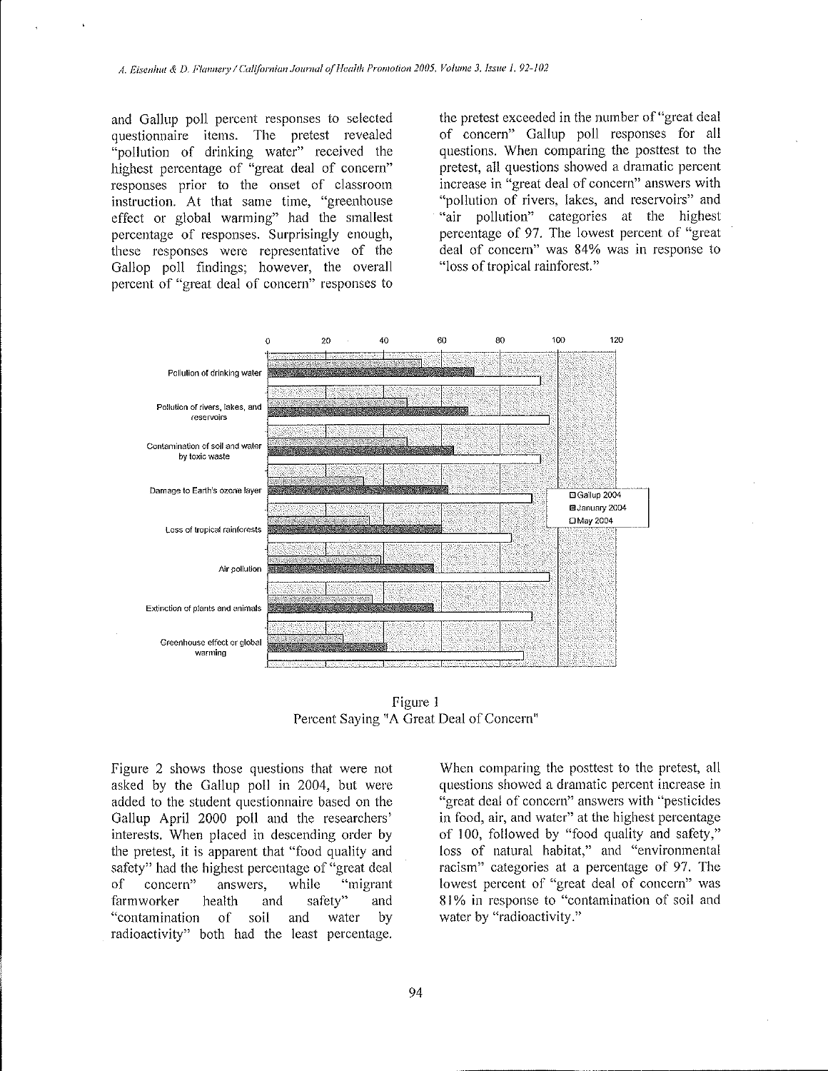and Gallup poll percent responses to selected questionnaire items. The pretest revealed "pollution of drinking water" received the highest percentage of "great deal of concern" responses prior to the onset of classroom instruction. At that same time, "greenhouse effect or global warming" had the smallest percentage of responses. Surprisingly enough, these responses were representative of the Gallop poll findings; however, the overall percent of "great deal of concern" responses to the pretest exceeded in the number of "great deal of concern" Gallup poll responses for all questions. When comparing the posttest to the pretest, all questions showed a dramatic percent increase in "great deal of concern" answers with "pollution of rivers, lakes, and reservoirs" and "air pollution" categories at the highest percentage of 97. The lowest percent of "great deal of concern" was 84% was in response to "loss of tropical rainforest."

Figure 1
Percent Saying "A Great Deal of Concern"

Figure 2 shows those questions that were not asked by the Gallup poll in 2004, but were added to the student questionnaire based on the Gallup April 2000 poll and the researchers' interests. When placed in descending order by the pretest, it is apparent that "food quality and safety" had the highest percentage of "great deal of concern" answers, while "migrant farmworker health and safety" and "contamination of soil and water by radioactivity" both had the least percentage. When comparing the posttest to the pretest, all questions showed a dramatic percent increase in "great deal of concern" answers with "pesticides in food, air, and water" at the highest percentage of 100, followed by "food quality and safety," loss of natural habitat," and "environmental racism" categories at a percentage of 97. The lowest percent of "great deal of concern" was 81% in response to "contamination of soil and water by "radioactivity."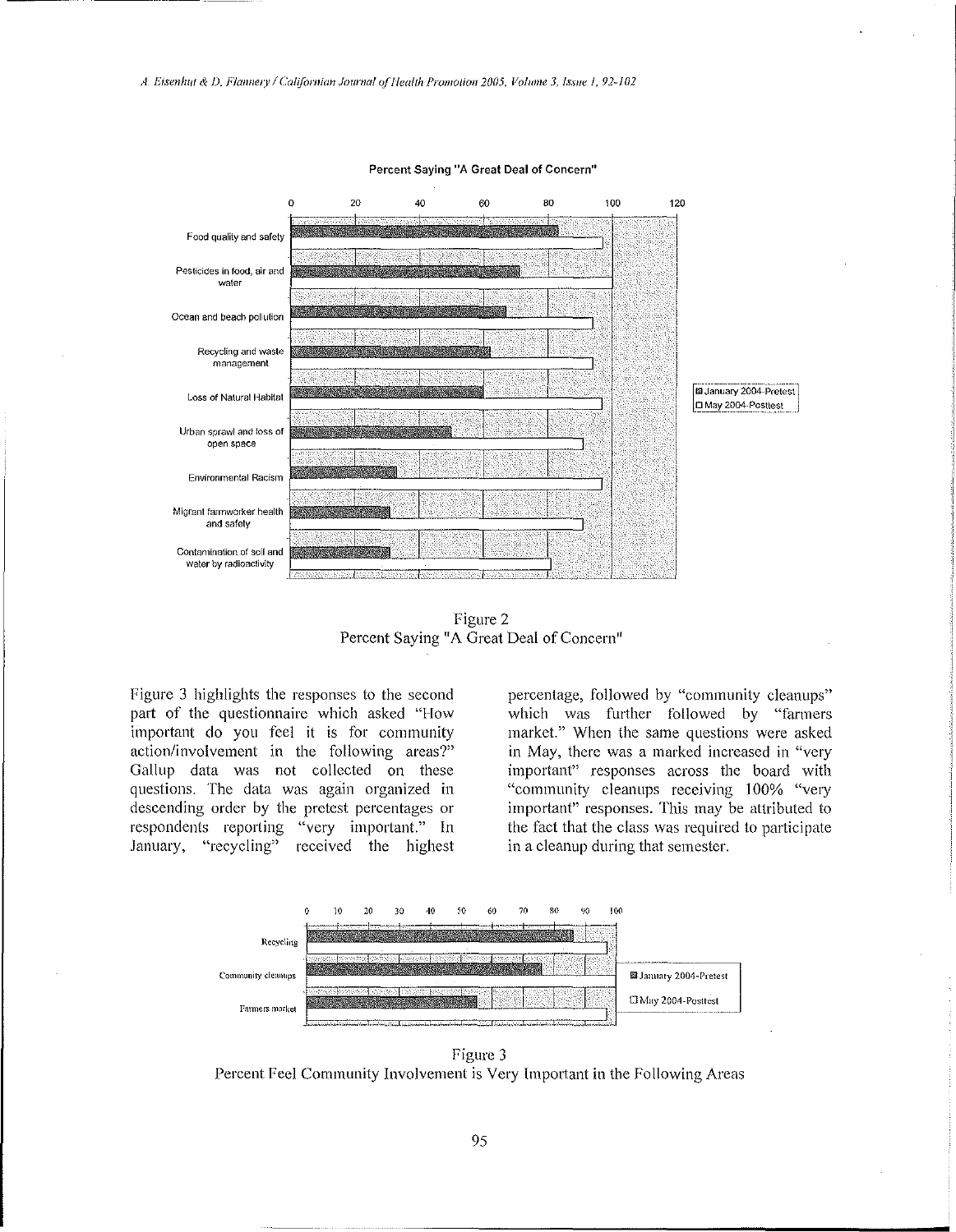Figure 2
Percent Saying "A Great Deal of Concern"

Figure 3 highlights the responses to the second part of the questionnaire which asked "How important do you feel it is for community action/involvement in the following areas?" Gallup data was not collected on these questions. The data was again organized in descending order by the pretest percentages or respondents reporting "very important." In January, "recycling" received the highest percentage, followed by "community cleanups" which was further followed by "farmers market." When the same questions were asked in May, there was a marked increased in "very important" responses across the board with "community cleanups receiving 100% "very important" responses. This may be attributed to the fact that the class was required to participate in a cleanup during that semester.

Figure 3
Percent Feel Community Involvement is Very Important in the Following Areas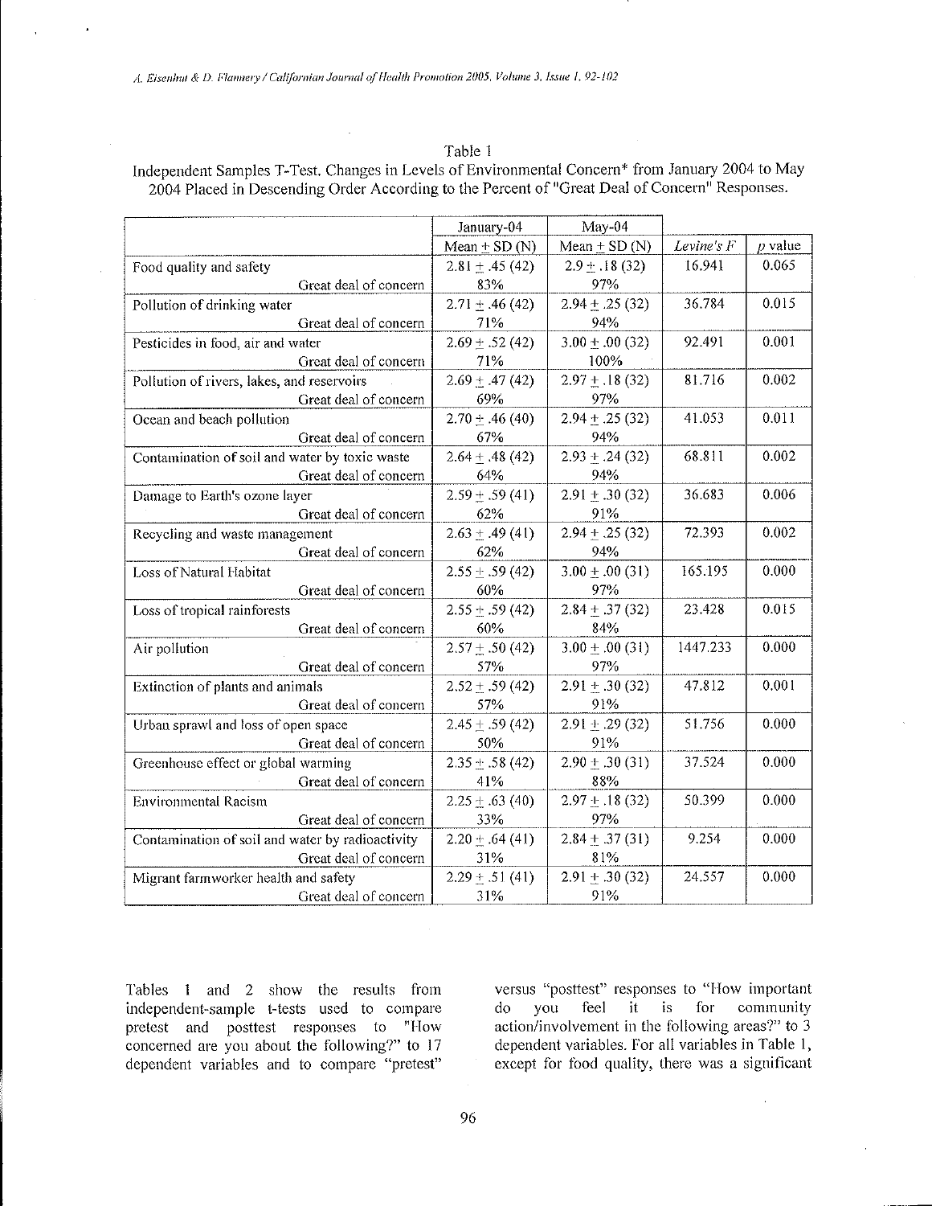Table 1

Independent Samples T-Test. Changes in Levels of Environmental Concern* from January 2004 to May 2004 Placed in Descending Order According to the Percent of "Great Deal of Concern" Responses.

| | January-04 | May-04 | | |
|---|---|---|---|---|
| | Mean ± SD (N) | Mean ± SD (N) | *Levine's F* | *p* value |
| Food quality and safety | 2.81 ± .45 (42) | 2.9 ± .18 (32) | 16.941 | 0.065 |
| Great deal of concern | 83% | 97% | | |
| Pollution of drinking water | 2.71 ± .46 (42) | 2.94 ± .25 (32) | 36.784 | 0.015 |
| Great deal of concern | 71% | 94% | | |
| Pesticides in food, air and water | 2.69 ± .52 (42) | 3.00 ± .00 (32) | 92.491 | 0.001 |
| Great deal of concern | 71% | 100% | | |
| Pollution of rivers, lakes, and reservoirs | 2.69 ± .47 (42) | 2.97 ± .18 (32) | 81.716 | 0.002 |
| Great deal of concern | 69% | 97% | | |
| Ocean and beach pollution | 2.70 ± .46 (40) | 2.94 ± .25 (32) | 41.053 | 0.011 |
| Great deal of concern | 67% | 94% | | |
| Contamination of soil and water by toxic waste | 2.64 ± .48 (42) | 2.93 ± .24 (32) | 68.811 | 0.002 |
| Great deal of concern | 64% | 94% | | |
| Damage to Earth's ozone layer | 2.59 ± .59 (41) | 2.91 ± .30 (32) | 36.683 | 0.006 |
| Great deal of concern | 62% | 91% | | |
| Recycling and waste management | 2.63 ± .49 (41) | 2.94 ± .25 (32) | 72.393 | 0.002 |
| Great deal of concern | 62% | 94% | | |
| Loss of Natural Habitat | 2.55 ± .59 (42) | 3.00 ± .00 (31) | 165.195 | 0.000 |
| Great deal of concern | 60% | 97% | | |
| Loss of tropical rainforests | 2.55 ± .59 (42) | 2.84 ± .37 (32) | 23.428 | 0.015 |
| Great deal of concern | 60% | 84% | | |
| Air pollution | 2.57 ± .50 (42) | 3.00 ± .00 (31) | 1447.233 | 0.000 |
| Great deal of concern | 57% | 97% | | |
| Extinction of plants and animals | 2.52 ± .59 (42) | 2.91 ± .30 (32) | 47.812 | 0.001 |
| Great deal of concern | 57% | 91% | | |
| Urban sprawl and loss of open space | 2.45 ± .59 (42) | 2.91 ± .29 (32) | 51.756 | 0.000 |
| Great deal of concern | 50% | 91% | | |
| Greenhouse effect or global warming | 2.35 ± .58 (42) | 2.90 ± .30 (31) | 37.524 | 0.000 |
| Great deal of concern | 41% | 88% | | |
| Environmental Racism | 2.25 ± .63 (40) | 2.97 ± .18 (32) | 50.399 | 0.000 |
| Great deal of concern | 33% | 97% | | |
| Contamination of soil and water by radioactivity | 2.20 ± .64 (41) | 2.84 ± .37 (31) | 9.254 | 0.000 |
| Great deal of concern | 31% | 81% | | |
| Migrant farmworker health and safety | 2.29 ± .51 (41) | 2.91 ± .30 (32) | 24.557 | 0.000 |
| Great deal of concern | 31% | 91% | | |

Tables 1 and 2 show the results from independent-sample t-tests used to compare pretest and posttest responses to "How concerned are you about the following?" to 17 dependent variables and to compare "pretest" versus "posttest" responses to "How important do you feel it is for community action/involvement in the following areas?" to 3 dependent variables. For all variables in Table 1, except for food quality, there was a significant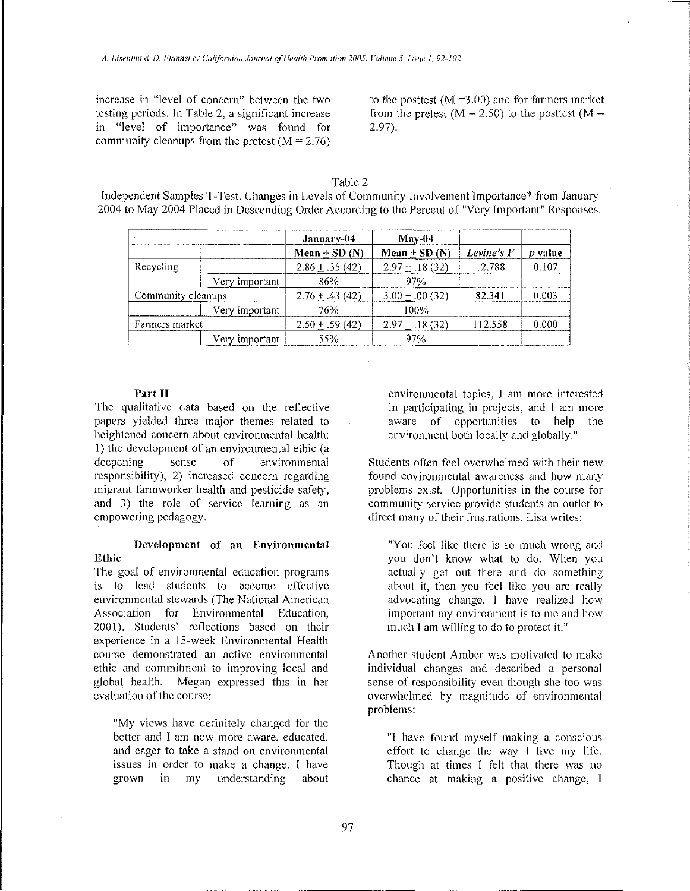increase in "level of concern" between the two testing periods. In Table 2, a significant increase in "level of importance" was found for community cleanups from the pretest (M = 2.76) to the posttest (M =3.00) and for farmers market from the pretest (M = 2.50) to the posttest (M = 2.97).

Table 2
Independent Samples T-Test. Changes in Levels of Community Involvement Importance* from January 2004 to May 2004 Placed in Descending Order According to the Percent of "Very Important" Responses.

| | | January-04 | May-04 | | |
|---|---|---|---|---|---|
| | | **Mean ± SD (N)** | **Mean ± SD (N)** | *Levine's F* | *p* **value** |
| Recycling | | 2.86 ± .35 (42) | 2.97 ± .18 (32) | 12.788 | 0.107 |
| | Very important | 86% | 97% | | |
| Community cleanups | | 2.76 ± .43 (42) | 3.00 ± .00 (32) | 82.341 | 0.003 |
| | Very important | 76% | 100% | | |
| Farmers market | | 2.50 ± .59 (42) | 2.97 ± .18 (32) | 112.558 | 0.000 |
| | Very important | 55% | 97% | | |

#### Part II

The qualitative data based on the reflective papers yielded three major themes related to heightened concern about environmental health: 1) the development of an environmental ethic (a deepening sense of environmental responsibility), 2) increased concern regarding migrant farmworker health and pesticide safety, and 3) the role of service learning as an empowering pedagogy.

#### Development of an Environmental Ethic

The goal of environmental education programs is to lead students to become effective environmental stewards (The National American Association for Environmental Education, 2001). Students' reflections based on their experience in a 15-week Environmental Health course demonstrated an active environmental ethic and commitment to improving local and global health. Megan expressed this in her evaluation of the course:

> "My views have definitely changed for the better and I am now more aware, educated, and eager to take a stand on environmental issues in order to make a change. I have grown in my understanding about environmental topics, I am more interested in participating in projects, and I am more aware of opportunities to help the environment both locally and globally."

Students often feel overwhelmed with their new found environmental awareness and how many problems exist. Opportunities in the course for community service provide students an outlet to direct many of their frustrations. Lisa writes:

> "You feel like there is so much wrong and you don't know what to do. When you actually get out there and do something about it, then you feel like you are really advocating change. I have realized how important my environment is to me and how much I am willing to do to protect it."

Another student Amber was motivated to make individual changes and described a personal sense of responsibility even though she too was overwhelmed by magnitude of environmental problems:

> "I have found myself making a conscious effort to change the way I live my life. Though at times I felt that there was no chance at making a positive change, I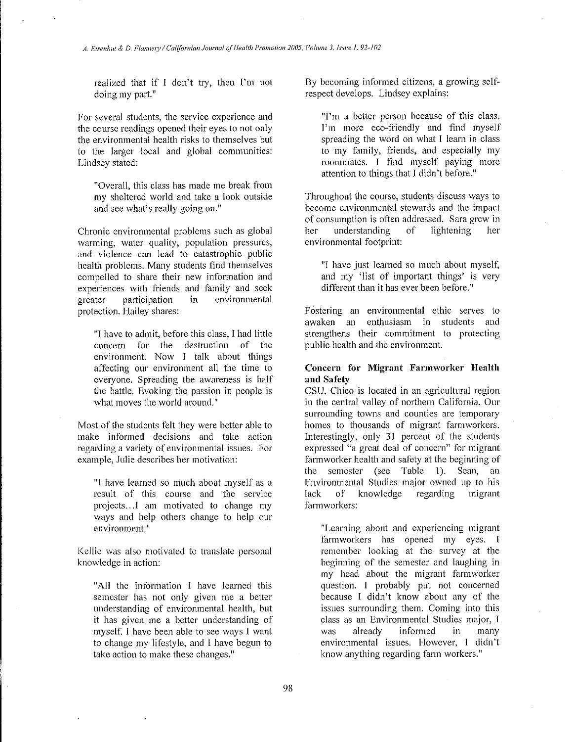realized that if I don't try, then I'm not doing my part."

For several students, the service experience and the course readings opened their eyes to not only the environmental health risks to themselves but to the larger local and global communities: Lindsey stated:

> "Overall, this class has made me break from my sheltered world and take a look outside and see what's really going on."

Chronic environmental problems such as global warming, water quality, population pressures, and violence can lead to catastrophic public health problems. Many students find themselves compelled to share their new information and experiences with friends and family and seek greater participation in environmental protection. Hailey shares:

> "I have to admit, before this class, I had little concern for the destruction of the environment. Now I talk about things affecting our environment all the time to everyone. Spreading the awareness is half the battle. Evoking the passion in people is what moves the world around."

Most of the students felt they were better able to make informed decisions and take action regarding a variety of environmental issues. For example, Julie describes her motivation:

> "I have learned so much about myself as a result of this course and the service projects…I am motivated to change my ways and help others change to help our environment."

Kellie was also motivated to translate personal knowledge in action:

> "All the information I have learned this semester has not only given me a better understanding of environmental health, but it has given me a better understanding of myself. I have been able to see ways I want to change my lifestyle, and I have begun to take action to make these changes."

By becoming informed citizens, a growing self-respect develops. Lindsey explains:

> "I'm a better person because of this class. I'm more eco-friendly and find myself spreading the word on what I learn in class to my family, friends, and especially my roommates. I find myself paying more attention to things that I didn't before."

Throughout the course, students discuss ways to become environmental stewards and the impact of consumption is often addressed. Sara grew in her understanding of lightening her environmental footprint:

> "I have just learned so much about myself, and my 'list of important things' is very different than it has ever been before."

Fostering an environmental ethic serves to awaken an enthusiasm in students and strengthens their commitment to protecting public health and the environment.

**Concern for Migrant Farmworker Health and Safety**

CSU, Chico is located in an agricultural region in the central valley of northern California. Our surrounding towns and counties are temporary homes to thousands of migrant farmworkers. Interestingly, only 31 percent of the students expressed "a great deal of concern" for migrant farmworker health and safety at the beginning of the semester (see Table 1). Sean, an Environmental Studies major owned up to his lack of knowledge regarding migrant farmworkers:

> "Learning about and experiencing migrant farmworkers has opened my eyes. I remember looking at the survey at the beginning of the semester and laughing in my head about the migrant farmworker question. I probably put not concerned because I didn't know about any of the issues surrounding them. Coming into this class as an Environmental Studies major, I was already informed in many environmental issues. However, I didn't know anything regarding farm workers."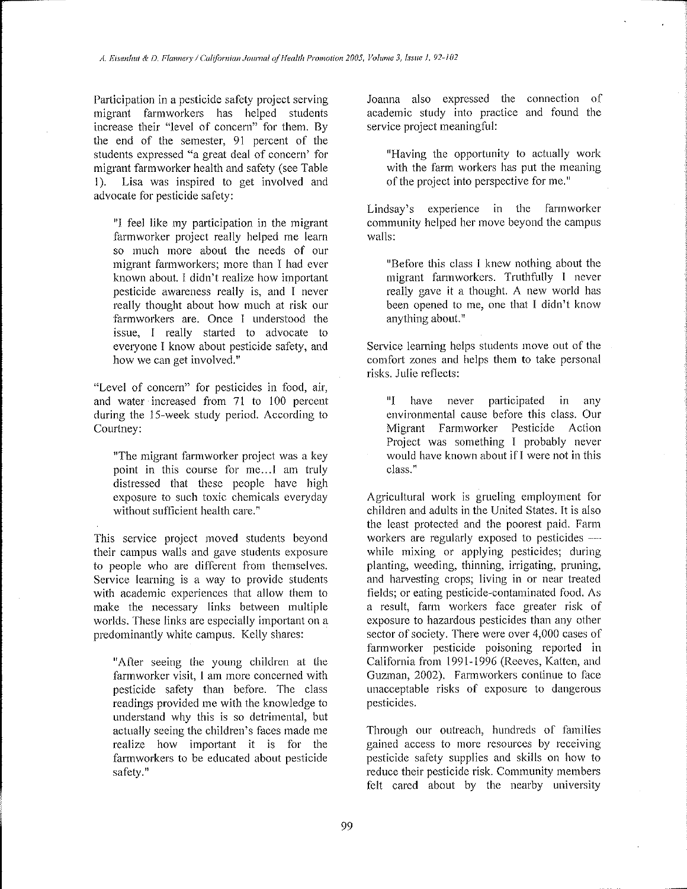Participation in a pesticide safety project serving migrant farmworkers has helped students increase their "level of concern" for them. By the end of the semester, 91 percent of the students expressed "a great deal of concern' for migrant farmworker health and safety (see Table 1). Lisa was inspired to get involved and advocate for pesticide safety:

> "I feel like my participation in the migrant farmworker project really helped me learn so much more about the needs of our migrant farmworkers; more than I had ever known about. I didn't realize how important pesticide awareness really is, and I never really thought about how much at risk our farmworkers are. Once I understood the issue, I really started to advocate to everyone I know about pesticide safety, and how we can get involved."

"Level of concern" for pesticides in food, air, and water increased from 71 to 100 percent during the 15-week study period. According to Courtney:

> "The migrant farmworker project was a key point in this course for me...I am truly distressed that these people have high exposure to such toxic chemicals everyday without sufficient health care."

This service project moved students beyond their campus walls and gave students exposure to people who are different from themselves. Service learning is a way to provide students with academic experiences that allow them to make the necessary links between multiple worlds. These links are especially important on a predominantly white campus. Kelly shares:

> "After seeing the young children at the farmworker visit, I am more concerned with pesticide safety than before. The class readings provided me with the knowledge to understand why this is so detrimental, but actually seeing the children's faces made me realize how important it is for the farmworkers to be educated about pesticide safety."

Joanna also expressed the connection of academic study into practice and found the service project meaningful:

> "Having the opportunity to actually work with the farm workers has put the meaning of the project into perspective for me."

Lindsay's experience in the farmworker community helped her move beyond the campus walls:

> "Before this class I knew nothing about the migrant farmworkers. Truthfully I never really gave it a thought. A new world has been opened to me, one that I didn't know anything about."

Service learning helps students move out of the comfort zones and helps them to take personal risks. Julie reflects:

> "I have never participated in any environmental cause before this class. Our Migrant Farmworker Pesticide Action Project was something I probably never would have known about if I were not in this class."

Agricultural work is grueling employment for children and adults in the United States. It is also the least protected and the poorest paid. Farm workers are regularly exposed to pesticides — while mixing or applying pesticides; during planting, weeding, thinning, irrigating, pruning, and harvesting crops; living in or near treated fields; or eating pesticide-contaminated food. As a result, farm workers face greater risk of exposure to hazardous pesticides than any other sector of society. There were over 4,000 cases of farmworker pesticide poisoning reported in California from 1991-1996 (Reeves, Katten, and Guzman, 2002). Farmworkers continue to face unacceptable risks of exposure to dangerous pesticides.

Through our outreach, hundreds of families gained access to more resources by receiving pesticide safety supplies and skills on how to reduce their pesticide risk. Community members felt cared about by the nearby university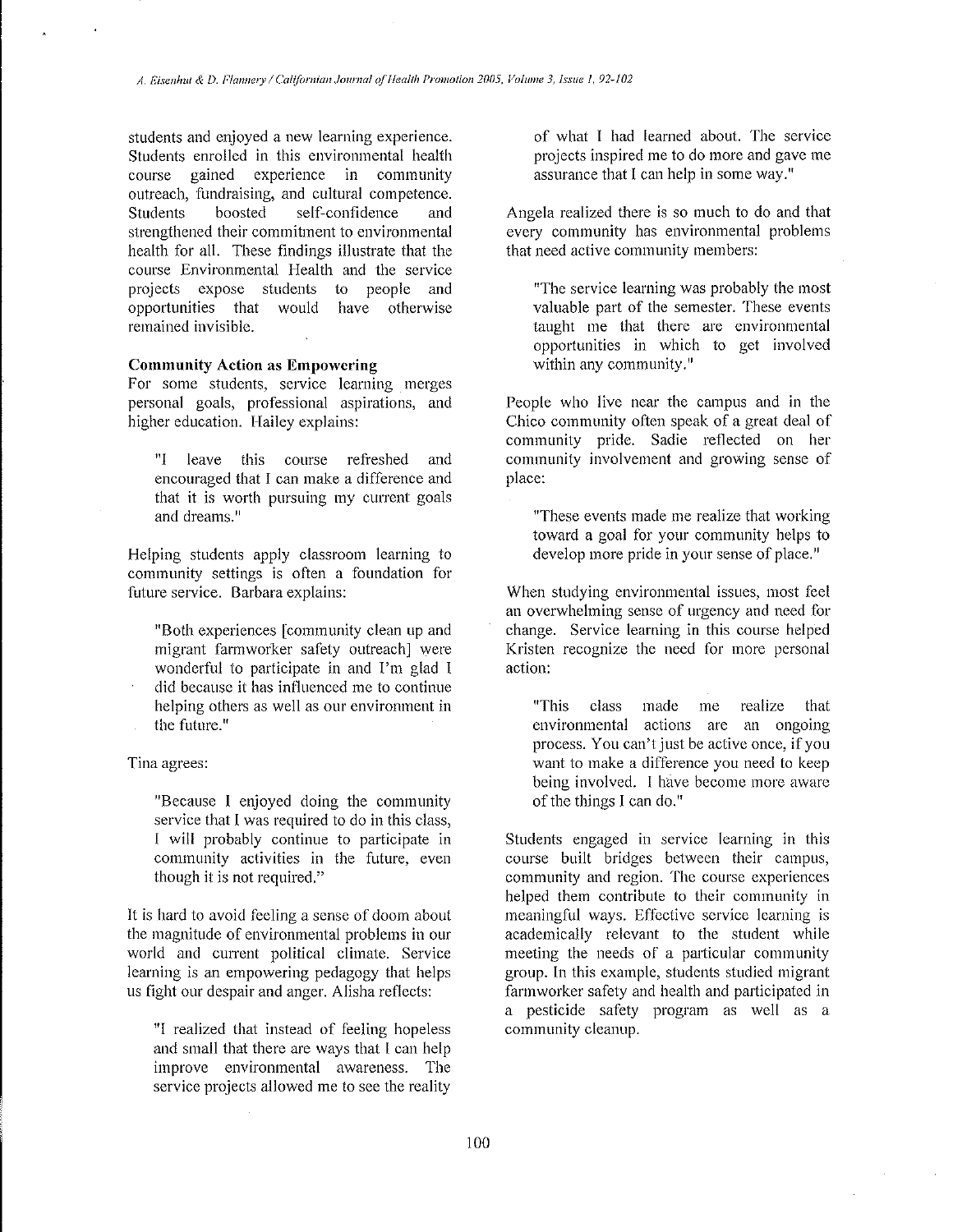students and enjoyed a new learning experience. Students enrolled in this environmental health course gained experience in community outreach, fundraising, and cultural competence. Students boosted self-confidence and strengthened their commitment to environmental health for all. These findings illustrate that the course Environmental Health and the service projects expose students to people and opportunities that would have otherwise remained invisible.

**Community Action as Empowering**

For some students, service learning merges personal goals, professional aspirations, and higher education. Hailey explains:

> "I leave this course refreshed and encouraged that I can make a difference and that it is worth pursuing my current goals and dreams."

Helping students apply classroom learning to community settings is often a foundation for future service. Barbara explains:

> "Both experiences [community clean up and migrant farmworker safety outreach] were wonderful to participate in and I'm glad I did because it has influenced me to continue helping others as well as our environment in the future."

Tina agrees:

> "Because I enjoyed doing the community service that I was required to do in this class, I will probably continue to participate in community activities in the future, even though it is not required."

It is hard to avoid feeling a sense of doom about the magnitude of environmental problems in our world and current political climate. Service learning is an empowering pedagogy that helps us fight our despair and anger. Alisha reflects:

> "I realized that instead of feeling hopeless and small that there are ways that I can help improve environmental awareness. The service projects allowed me to see the reality of what I had learned about. The service projects inspired me to do more and gave me assurance that I can help in some way."

Angela realized there is so much to do and that every community has environmental problems that need active community members:

> "The service learning was probably the most valuable part of the semester. These events taught me that there are environmental opportunities in which to get involved within any community."

People who live near the campus and in the Chico community often speak of a great deal of community pride. Sadie reflected on her community involvement and growing sense of place:

> "These events made me realize that working toward a goal for your community helps to develop more pride in your sense of place."

When studying environmental issues, most feel an overwhelming sense of urgency and need for change. Service learning in this course helped Kristen recognize the need for more personal action:

> "This class made me realize that environmental actions are an ongoing process. You can't just be active once, if you want to make a difference you need to keep being involved. I have become more aware of the things I can do."

Students engaged in service learning in this course built bridges between their campus, community and region. The course experiences helped them contribute to their community in meaningful ways. Effective service learning is academically relevant to the student while meeting the needs of a particular community group. In this example, students studied migrant farmworker safety and health and participated in a pesticide safety program as well as a community cleanup.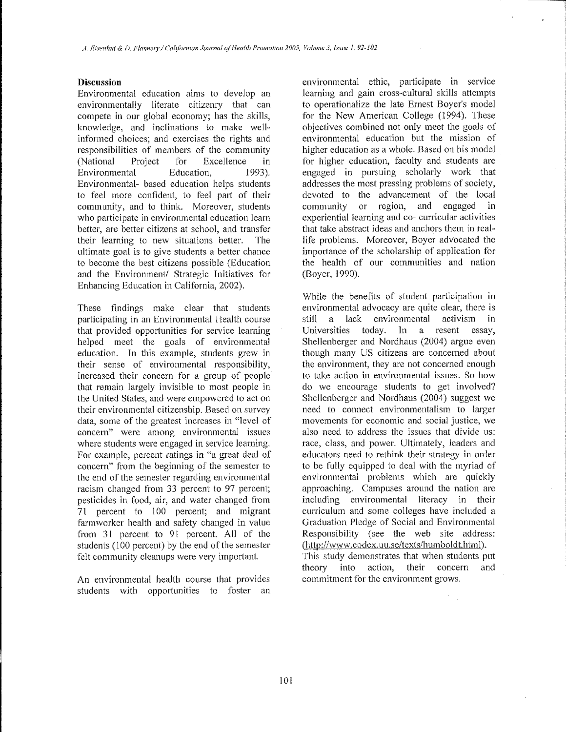## Discussion

Environmental education aims to develop an environmentally literate citizenry that can compete in our global economy; has the skills, knowledge, and inclinations to make well-informed choices; and exercises the rights and responsibilities of members of the community (National Project for Excellence in Environmental Education, 1993). Environmental- based education helps students to feel more confident, to feel part of their community, and to think. Moreover, students who participate in environmental education learn better, are better citizens at school, and transfer their learning to new situations better. The ultimate goal is to give students a better chance to become the best citizens possible (Education and the Environment/ Strategic Initiatives for Enhancing Education in California, 2002).

These findings make clear that students participating in an Environmental Health course that provided opportunities for service learning helped meet the goals of environmental education. In this example, students grew in their sense of environmental responsibility, increased their concern for a group of people that remain largely invisible to most people in the United States, and were empowered to act on their environmental citizenship. Based on survey data, some of the greatest increases in "level of concern" were among environmental issues where students were engaged in service learning. For example, percent ratings in "a great deal of concern" from the beginning of the semester to the end of the semester regarding environmental racism changed from 33 percent to 97 percent; pesticides in food, air, and water changed from 71 percent to 100 percent; and migrant farmworker health and safety changed in value from 31 percent to 91 percent. All of the students (100 percent) by the end of the semester felt community cleanups were very important.

An environmental health course that provides students with opportunities to foster an environmental ethic, participate in service learning and gain cross-cultural skills attempts to operationalize the late Ernest Boyer's model for the New American College (1994). These objectives combined not only meet the goals of environmental education but the mission of higher education as a whole. Based on his model for higher education, faculty and students are engaged in pursuing scholarly work that addresses the most pressing problems of society, devoted to the advancement of the local community or region, and engaged in experiential learning and co- curricular activities that take abstract ideas and anchors them in real-life problems. Moreover, Boyer advocated the importance of the scholarship of application for the health of our communities and nation (Boyer, 1990).

While the benefits of student participation in environmental advocacy are quite clear, there is still a lack environmental activism in Universities today. In a resent essay, Shellenberger and Nordhaus (2004) argue even though many US citizens are concerned about the environment, they are not concerned enough to take action in environmental issues. So how do we encourage students to get involved? Shellenberger and Nordhaus (2004) suggest we need to connect environmentalism to larger movements for economic and social justice, we also need to address the issues that divide us: race, class, and power. Ultimately, leaders and educators need to rethink their strategy in order to be fully equipped to deal with the myriad of environmental problems which are quickly approaching. Campuses around the nation are including environmental literacy in their curriculum and some colleges have included a Graduation Pledge of Social and Environmental Responsibility (see the web site address: (http://www.codex.uu.se/texts/humboldt.html).

This study demonstrates that when students put theory into action, their concern and commitment for the environment grows.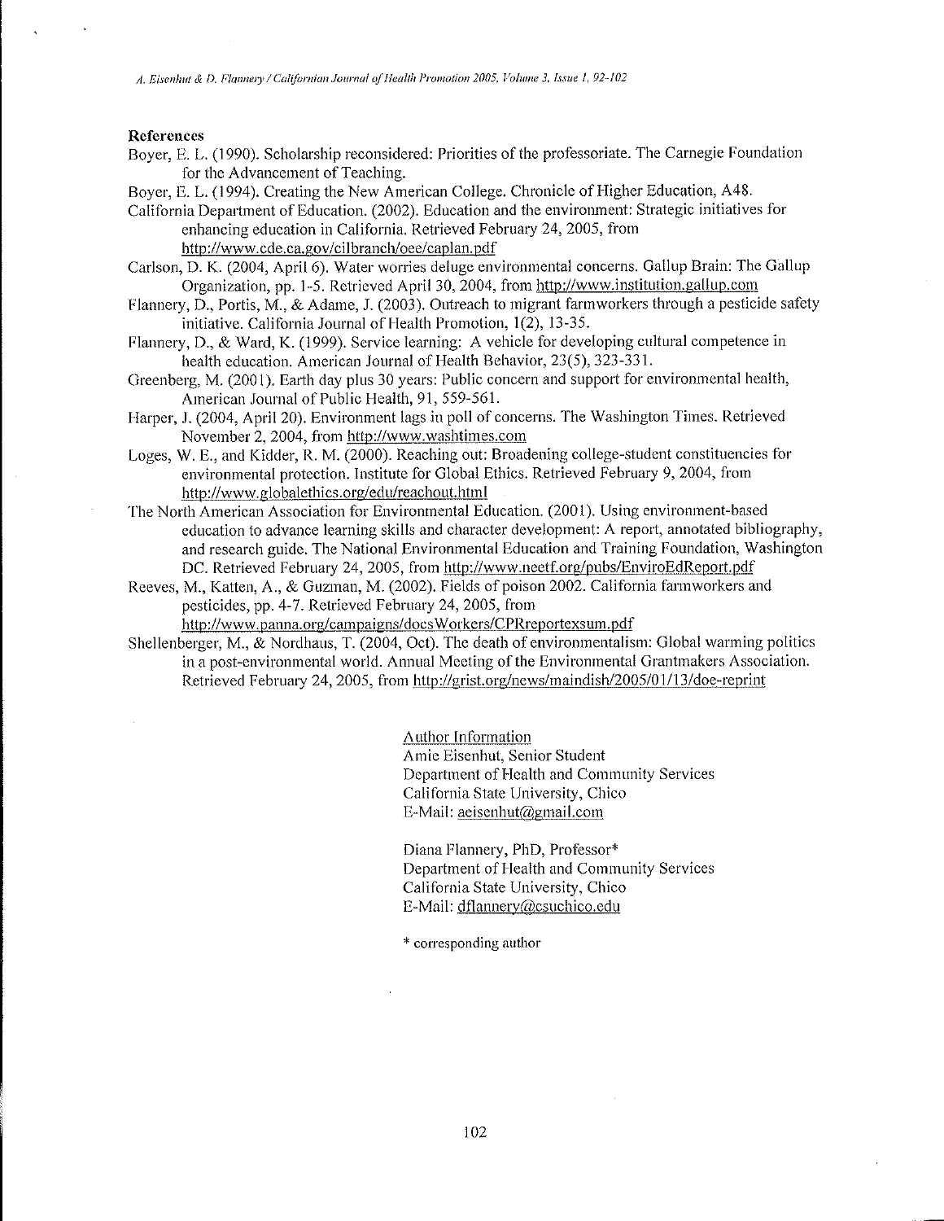## References

Boyer, E. L. (1990). Scholarship reconsidered: Priorities of the professoriate. The Carnegie Foundation for the Advancement of Teaching.

Boyer, E. L. (1994). Creating the New American College. Chronicle of Higher Education, A48.

California Department of Education. (2002). Education and the environment: Strategic initiatives for enhancing education in California. Retrieved February 24, 2005, from http://www.cde.ca.gov/cilbranch/oee/caplan.pdf

Carlson, D. K. (2004, April 6). Water worries deluge environmental concerns. Gallup Brain: The Gallup Organization, pp. 1-5. Retrieved April 30, 2004, from http://www.institution.gallup.com

Flannery, D., Portis, M., & Adame, J. (2003). Outreach to migrant farmworkers through a pesticide safety initiative. California Journal of Health Promotion, 1(2), 13-35.

Flannery, D., & Ward, K. (1999). Service learning: A vehicle for developing cultural competence in health education. American Journal of Health Behavior, 23(5), 323-331.

Greenberg, M. (2001). Earth day plus 30 years: Public concern and support for environmental health, American Journal of Public Health, 91, 559-561.

Harper, J. (2004, April 20). Environment lags in poll of concerns. The Washington Times. Retrieved November 2, 2004, from http://www.washtimes.com

Loges, W. E., and Kidder, R. M. (2000). Reaching out: Broadening college-student constituencies for environmental protection. Institute for Global Ethics. Retrieved February 9, 2004, from http://www.globalethics.org/edu/reachout.html

The North American Association for Environmental Education. (2001). Using environment-based education to advance learning skills and character development: A report, annotated bibliography, and research guide. The National Environmental Education and Training Foundation, Washington DC. Retrieved February 24, 2005, from http://www.neetf.org/pubs/EnviroEdReport.pdf

Reeves, M., Katten, A., & Guzman, M. (2002). Fields of poison 2002. California farmworkers and pesticides, pp. 4-7. Retrieved February 24, 2005, from http://www.panna.org/campaigns/docsWorkers/CPRreportexsum.pdf

Shellenberger, M., & Nordhaus, T. (2004, Oct). The death of environmentalism: Global warming politics in a post-environmental world. Annual Meeting of the Environmental Grantmakers Association. Retrieved February 24, 2005, from http://grist.org/news/maindish/2005/01/13/doe-reprint

Author Information

Amie Eisenhut, Senior Student
Department of Health and Community Services
California State University, Chico
E-Mail: aeisenhut@gmail.com

Diana Flannery, PhD, Professor*
Department of Health and Community Services
California State University, Chico
E-Mail: dflannery@csuchico.edu

* corresponding author